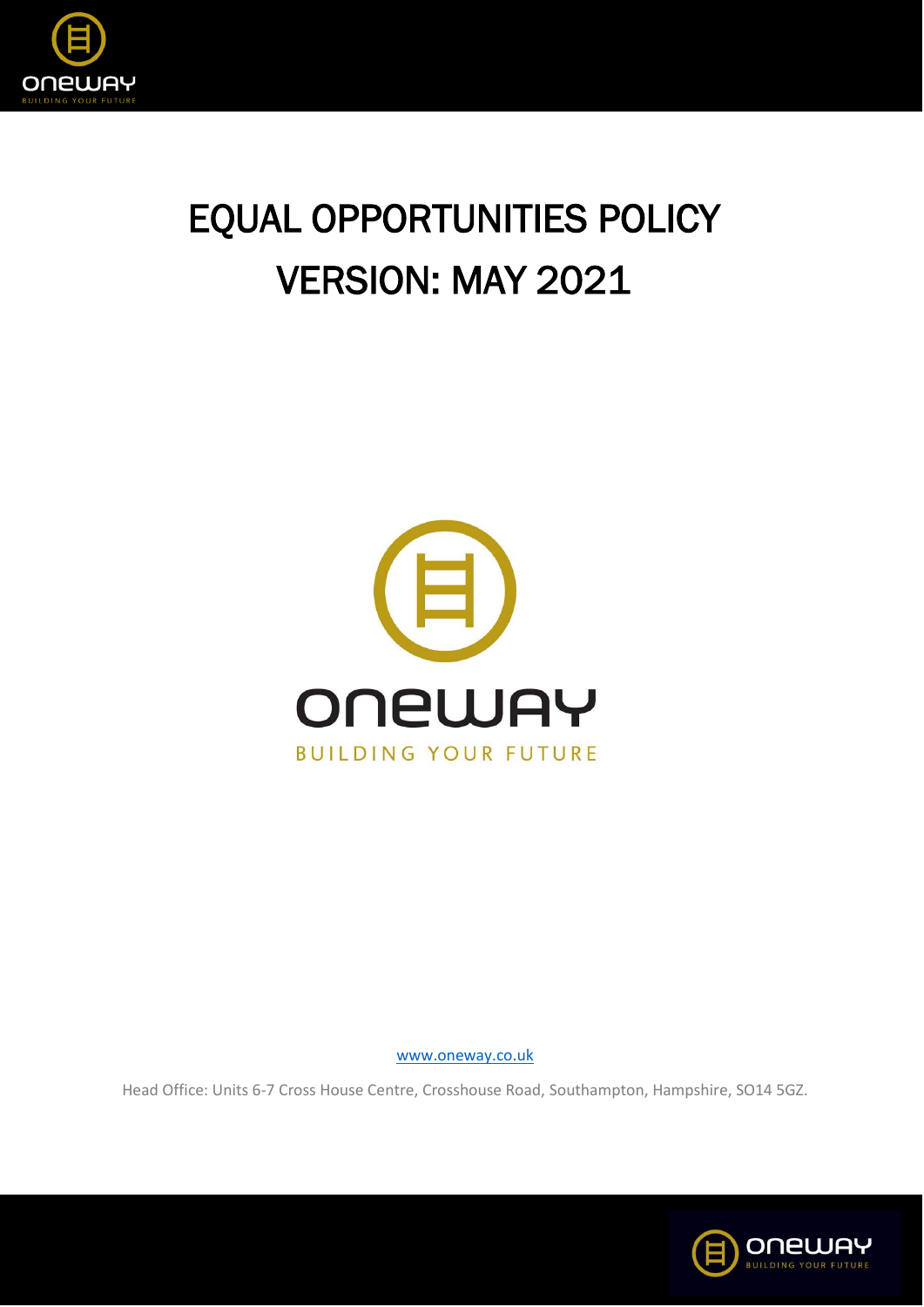# EQUAL OPPORTUNITIES POLICY
# VERSION: MAY 2021

ONEWAY

BUILDING YOUR FUTURE

www.oneway.co.uk

Head Office: Units 6-7 Cross House Centre, Crosshouse Road, Southampton, Hampshire, SO14 5GZ.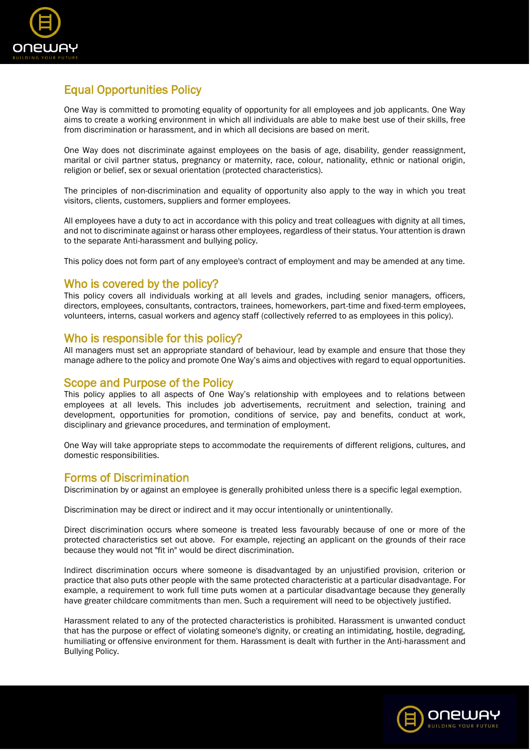## Equal Opportunities Policy

One Way is committed to promoting equality of opportunity for all employees and job applicants. One Way aims to create a working environment in which all individuals are able to make best use of their skills, free from discrimination or harassment, and in which all decisions are based on merit.

One Way does not discriminate against employees on the basis of age, disability, gender reassignment, marital or civil partner status, pregnancy or maternity, race, colour, nationality, ethnic or national origin, religion or belief, sex or sexual orientation (protected characteristics).

The principles of non-discrimination and equality of opportunity also apply to the way in which you treat visitors, clients, customers, suppliers and former employees.

All employees have a duty to act in accordance with this policy and treat colleagues with dignity at all times, and not to discriminate against or harass other employees, regardless of their status. Your attention is drawn to the separate Anti-harassment and bullying policy.

This policy does not form part of any employee's contract of employment and may be amended at any time.

## Who is covered by the policy?

This policy covers all individuals working at all levels and grades, including senior managers, officers, directors, employees, consultants, contractors, trainees, homeworkers, part-time and fixed-term employees, volunteers, interns, casual workers and agency staff (collectively referred to as employees in this policy).

## Who is responsible for this policy?

All managers must set an appropriate standard of behaviour, lead by example and ensure that those they manage adhere to the policy and promote One Way's aims and objectives with regard to equal opportunities.

## Scope and Purpose of the Policy

This policy applies to all aspects of One Way's relationship with employees and to relations between employees at all levels. This includes job advertisements, recruitment and selection, training and development, opportunities for promotion, conditions of service, pay and benefits, conduct at work, disciplinary and grievance procedures, and termination of employment.

One Way will take appropriate steps to accommodate the requirements of different religions, cultures, and domestic responsibilities.

## Forms of Discrimination

Discrimination by or against an employee is generally prohibited unless there is a specific legal exemption.

Discrimination may be direct or indirect and it may occur intentionally or unintentionally.

Direct discrimination occurs where someone is treated less favourably because of one or more of the protected characteristics set out above. For example, rejecting an applicant on the grounds of their race because they would not "fit in" would be direct discrimination.

Indirect discrimination occurs where someone is disadvantaged by an unjustified provision, criterion or practice that also puts other people with the same protected characteristic at a particular disadvantage. For example, a requirement to work full time puts women at a particular disadvantage because they generally have greater childcare commitments than men. Such a requirement will need to be objectively justified.

Harassment related to any of the protected characteristics is prohibited. Harassment is unwanted conduct that has the purpose or effect of violating someone's dignity, or creating an intimidating, hostile, degrading, humiliating or offensive environment for them. Harassment is dealt with further in the Anti-harassment and Bullying Policy.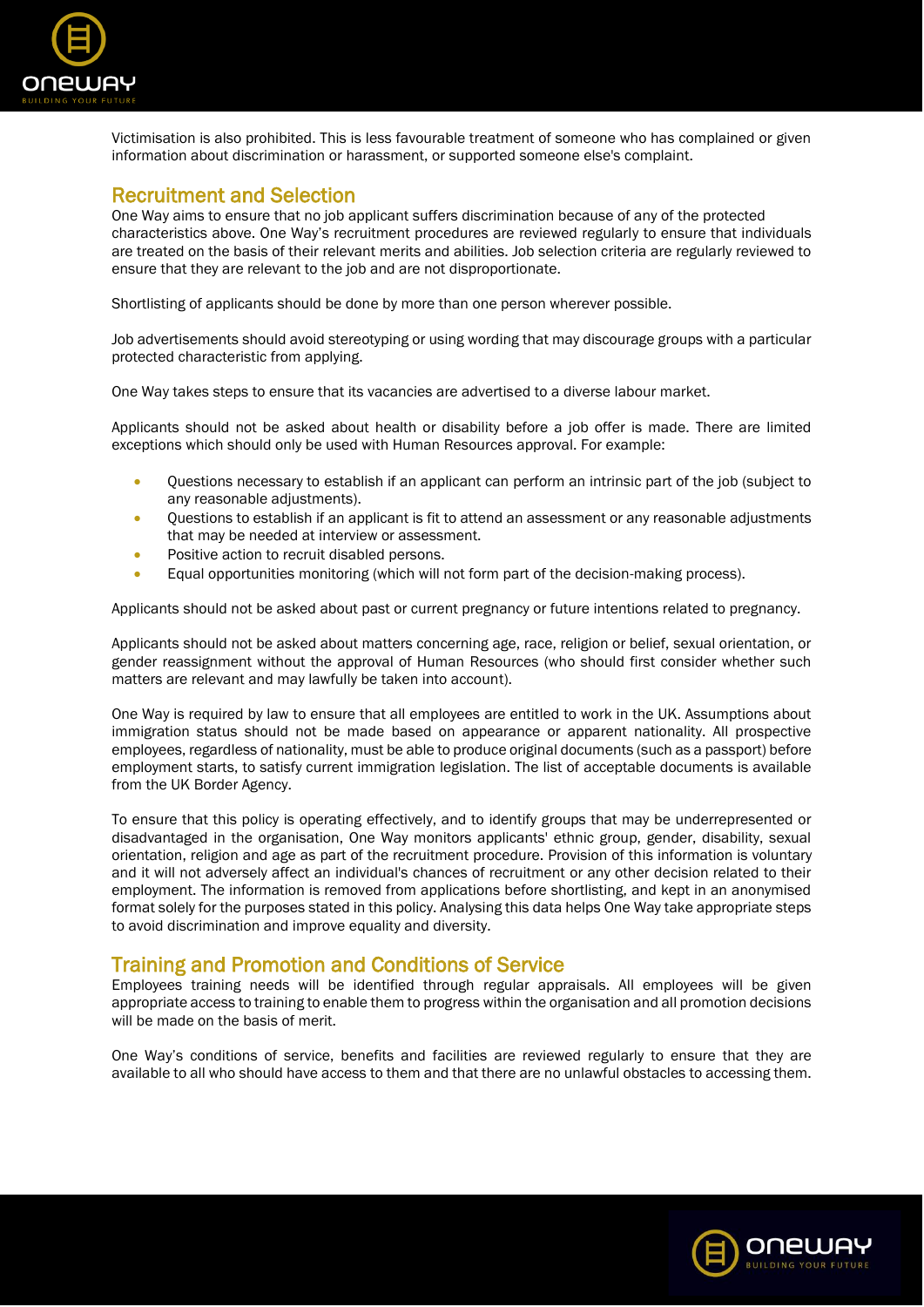Victimisation is also prohibited. This is less favourable treatment of someone who has complained or given information about discrimination or harassment, or supported someone else's complaint.

## Recruitment and Selection

One Way aims to ensure that no job applicant suffers discrimination because of any of the protected characteristics above. One Way's recruitment procedures are reviewed regularly to ensure that individuals are treated on the basis of their relevant merits and abilities. Job selection criteria are regularly reviewed to ensure that they are relevant to the job and are not disproportionate.

Shortlisting of applicants should be done by more than one person wherever possible.

Job advertisements should avoid stereotyping or using wording that may discourage groups with a particular protected characteristic from applying.

One Way takes steps to ensure that its vacancies are advertised to a diverse labour market.

Applicants should not be asked about health or disability before a job offer is made. There are limited exceptions which should only be used with Human Resources approval. For example:

- Questions necessary to establish if an applicant can perform an intrinsic part of the job (subject to any reasonable adjustments).
- Questions to establish if an applicant is fit to attend an assessment or any reasonable adjustments that may be needed at interview or assessment.
- Positive action to recruit disabled persons.
- Equal opportunities monitoring (which will not form part of the decision-making process).

Applicants should not be asked about past or current pregnancy or future intentions related to pregnancy.

Applicants should not be asked about matters concerning age, race, religion or belief, sexual orientation, or gender reassignment without the approval of Human Resources (who should first consider whether such matters are relevant and may lawfully be taken into account).

One Way is required by law to ensure that all employees are entitled to work in the UK. Assumptions about immigration status should not be made based on appearance or apparent nationality. All prospective employees, regardless of nationality, must be able to produce original documents (such as a passport) before employment starts, to satisfy current immigration legislation. The list of acceptable documents is available from the UK Border Agency.

To ensure that this policy is operating effectively, and to identify groups that may be underrepresented or disadvantaged in the organisation, One Way monitors applicants' ethnic group, gender, disability, sexual orientation, religion and age as part of the recruitment procedure. Provision of this information is voluntary and it will not adversely affect an individual's chances of recruitment or any other decision related to their employment. The information is removed from applications before shortlisting, and kept in an anonymised format solely for the purposes stated in this policy. Analysing this data helps One Way take appropriate steps to avoid discrimination and improve equality and diversity.

## Training and Promotion and Conditions of Service

Employees training needs will be identified through regular appraisals. All employees will be given appropriate access to training to enable them to progress within the organisation and all promotion decisions will be made on the basis of merit.

One Way's conditions of service, benefits and facilities are reviewed regularly to ensure that they are available to all who should have access to them and that there are no unlawful obstacles to accessing them.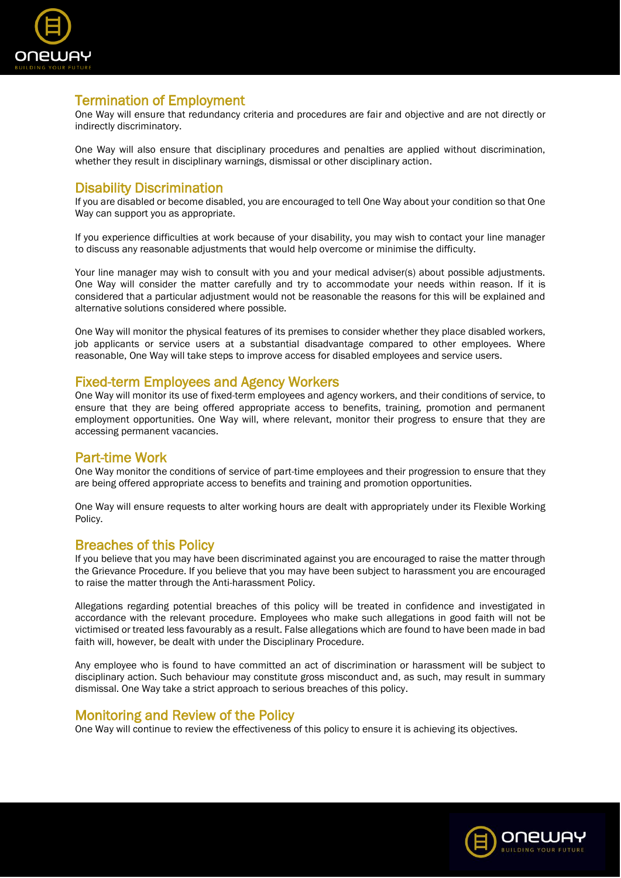## Termination of Employment

One Way will ensure that redundancy criteria and procedures are fair and objective and are not directly or indirectly discriminatory.

One Way will also ensure that disciplinary procedures and penalties are applied without discrimination, whether they result in disciplinary warnings, dismissal or other disciplinary action.

## Disability Discrimination

If you are disabled or become disabled, you are encouraged to tell One Way about your condition so that One Way can support you as appropriate.

If you experience difficulties at work because of your disability, you may wish to contact your line manager to discuss any reasonable adjustments that would help overcome or minimise the difficulty.

Your line manager may wish to consult with you and your medical adviser(s) about possible adjustments. One Way will consider the matter carefully and try to accommodate your needs within reason. If it is considered that a particular adjustment would not be reasonable the reasons for this will be explained and alternative solutions considered where possible.

One Way will monitor the physical features of its premises to consider whether they place disabled workers, job applicants or service users at a substantial disadvantage compared to other employees. Where reasonable, One Way will take steps to improve access for disabled employees and service users.

## Fixed-term Employees and Agency Workers

One Way will monitor its use of fixed-term employees and agency workers, and their conditions of service, to ensure that they are being offered appropriate access to benefits, training, promotion and permanent employment opportunities. One Way will, where relevant, monitor their progress to ensure that they are accessing permanent vacancies.

## Part-time Work

One Way monitor the conditions of service of part-time employees and their progression to ensure that they are being offered appropriate access to benefits and training and promotion opportunities.

One Way will ensure requests to alter working hours are dealt with appropriately under its Flexible Working Policy.

## Breaches of this Policy

If you believe that you may have been discriminated against you are encouraged to raise the matter through the Grievance Procedure. If you believe that you may have been subject to harassment you are encouraged to raise the matter through the Anti-harassment Policy.

Allegations regarding potential breaches of this policy will be treated in confidence and investigated in accordance with the relevant procedure. Employees who make such allegations in good faith will not be victimised or treated less favourably as a result. False allegations which are found to have been made in bad faith will, however, be dealt with under the Disciplinary Procedure.

Any employee who is found to have committed an act of discrimination or harassment will be subject to disciplinary action. Such behaviour may constitute gross misconduct and, as such, may result in summary dismissal. One Way take a strict approach to serious breaches of this policy.

## Monitoring and Review of the Policy

One Way will continue to review the effectiveness of this policy to ensure it is achieving its objectives.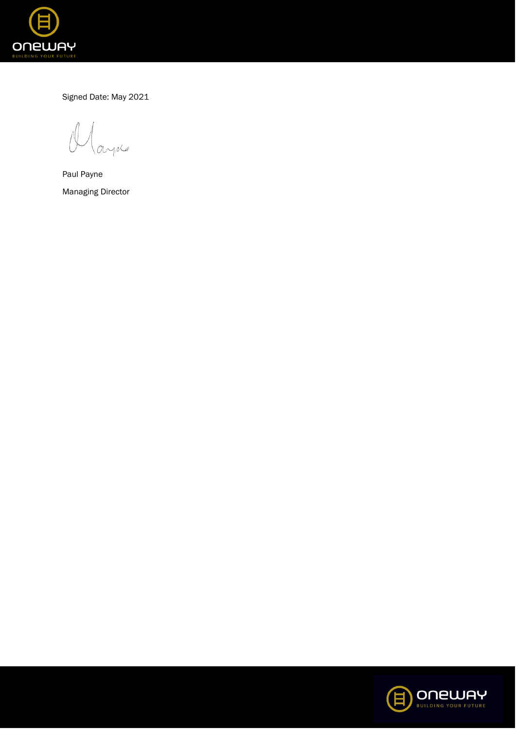Signed Date: May 2021

Paul Payne

Managing Director